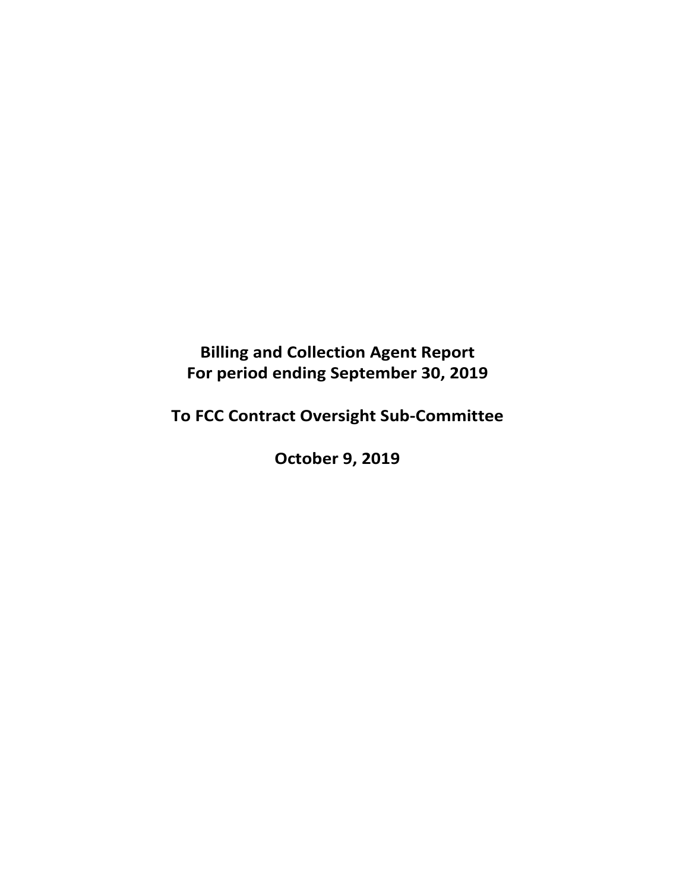**Billing and Collection Agent Report**
**For period ending September 30, 2019**

**To FCC Contract Oversight Sub-Committee**

**October 9, 2019**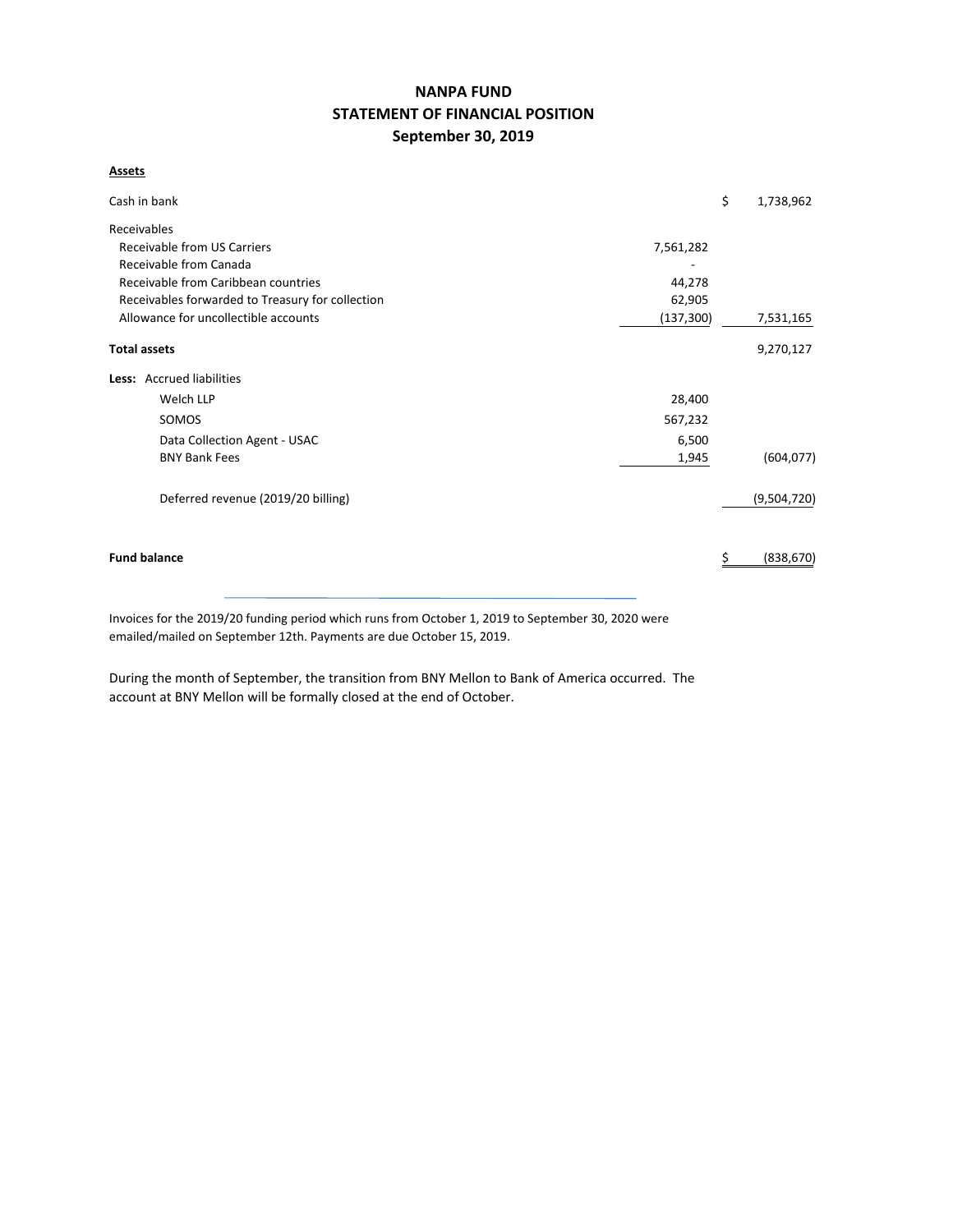# NANPA FUND
## STATEMENT OF FINANCIAL POSITION
### September 30, 2019

**Assets**

| | | | |
|---|---|---|---|
| Cash in bank | | $ | 1,738,962 |
| Receivables | | | |
| Receivable from US Carriers | 7,561,282 | | |
| Receivable from Canada | - | | |
| Receivable from Caribbean countries | 44,278 | | |
| Receivables forwarded to Treasury for collection | 62,905 | | |
| Allowance for uncollectible accounts | (137,300) | | 7,531,165 |
| **Total assets** | | | 9,270,127 |
| **Less:** Accrued liabilities | | | |
| Welch LLP | 28,400 | | |
| SOMOS | 567,232 | | |
| Data Collection Agent - USAC | 6,500 | | |
| BNY Bank Fees | 1,945 | | (604,077) |
| Deferred revenue (2019/20 billing) | | | (9,504,720) |
| **Fund balance** | | $ | (838,670) |

Invoices for the 2019/20 funding period which runs from October 1, 2019 to September 30, 2020 were emailed/mailed on September 12th. Payments are due October 15, 2019.

During the month of September, the transition from BNY Mellon to Bank of America occurred. The account at BNY Mellon will be formally closed at the end of October.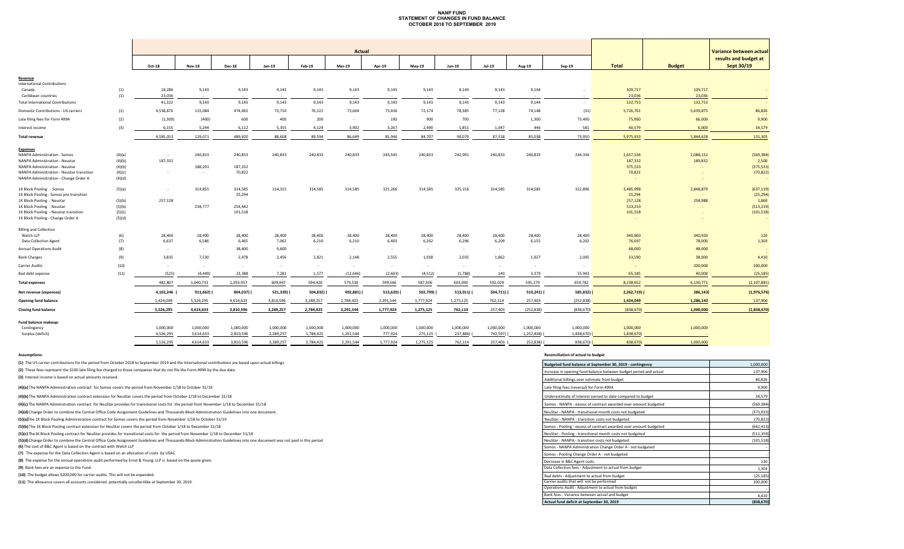# NANP FUND
## STATEMENT OF CHANGES IN FUND BALANCE
## OCTOBER 2018 TO SEPTEMBER 2019

| | | Actual | | | | | | | | | | | | | | Variance between actual results and budget at Sept 30/19 |
|---|---|---|---|---|---|---|---|---|---|---|---|---|---|---|---|---|
| | | Oct-18 | Nov-18 | Dec-18 | Jan-19 | Feb-19 | Mar-19 | Apr-19 | May-19 | Jun-19 | Jul-19 | Aug-19 | Sep-19 | Total | Budget | |
| **Revenue** | | | | | | | | | | | | | | | | |
| International Contributions | | | | | | | | | | | | | | | | |
| Canada | (1) | 18,286 | 9,143 | 9,143 | 9,143 | 9,143 | 9,143 | 9,143 | 9,143 | 9,143 | 9,143 | 9,144 | - | 109,717 | 109,717 | - |
| Caribbean countries | (1) | 23,036 | - | - | - | - | - | - | - | - | - | - | - | 23,036 | 23,036 | - |
| Total International Contributions | | 41,322 | 9,143 | 9,143 | 9,143 | 9,143 | 9,143 | 9,143 | 9,143 | 9,143 | 9,143 | 9,144 | - | 132,753 | 132,753 | - |
| Domestic Contributions - US carriers | (1) | 4,538,876 | 115,084 | 474,065 | 73,710 | 76,122 | 73,604 | 73,436 | 72,174 | 78,385 | 77,128 | 74,148 | (31) | 5,726,701 | 5,639,875 | 86,826 |
| Late filing fees for Form 499A | (2) | (1,300) | (400) | 600 | 400 | 200 | - | 100 | 900 | 700 | - | 1,300 | 73,400 | 75,900 | 66,000 | 9,900 |
| Interest income | (3) | 6,155 | 5,244 | 6,112 | 5,355 | 4,129 | 3,902 | 3,267 | 2,490 | 1,851 | 1,047 | 446 | 581 | 40,579 | 6,000 | 34,579 |
| **Total revenue** | | 4,585,053 | 129,071 | 489,920 | 88,608 | 89,594 | 86,649 | 85,946 | 84,707 | 90,079 | 87,318 | 85,038 | 73,950 | 5,975,933 | 5,844,628 | 131,305 |
| **Expenses** | | | | | | | | | | | | | | | | |
| NANPA Administration - Somos | (4)(a) | - | 240,833 | 240,833 | 240,833 | 240,833 | 240,833 | 243,545 | 240,833 | 242,991 | 240,833 | 240,833 | 244,336 | 2,657,536 | 2,088,152 | (569,384) |
| NANPA Administration - Neustar | (4)(b) | 187,332 | | | | | | | | | | | | 187,332 | 189,832 | 2,500 |
| NANPA Administration - Neustar | (4)(b) | | 188,201 | 187,332 | | | | | | | | | | 375,533 | - | (375,533) |
| NANPA Administration - Neustar transition | (4)(c) | - | - | 70,822 | | | | | | | | | | 70,822 | - | (70,822) |
| NANPA Administration - Change Order A | (4)(d) | | | | | | | | | | | | | - | - | - |
| 1K Block Pooling - Somos | (5)(a) | - | 314,855 | 314,585 | 314,315 | 314,585 | 314,585 | 321,266 | 314,585 | 325,156 | 314,585 | 314,585 | 322,896 | 3,485,998 | 2,848,879 | (637,119) |
| 1K Block Pooling - Somos pre-transition | | | | 25,294 | | | | | | | | | | 25,294 | - | (25,294) |
| 1K Block Pooling - Neustar | (5)(b) | 257,128 | | | | | | | | | | | | 257,128 | 258,988 | 1,860 |
| 1K Block Pooling - Neustar | (5)(b) | | 258,777 | 254,442 | | | | | | | | | | 513,219 | - | (513,219) |
| 1K Block Pooling - Neustar transition | (5)(c) | | | 101,518 | | | | | | | | | | 101,518 | - | (101,518) |
| 1K Block Pooling - Change Order A | (5)(d) | | | | | | | | | | | | | - | - | - |
| Billing and Collection | | | | | | | | | | | | | | | | |
| Welch LLP | (6) | 28,400 | 28,400 | 28,400 | 28,400 | 28,400 | 28,400 | 28,400 | 28,400 | 28,400 | 28,400 | 28,400 | 28,400 | 340,800 | 340,920 | 120 |
| Data Collection Agent | (7) | 6,637 | 6,586 | 6,465 | 7,062 | 6,210 | 6,210 | 6,403 | 6,262 | 6,296 | 6,209 | 6,155 | 6,202 | 76,697 | 78,000 | 1,303 |
| Annual Operations Audit | (8) | - | - | 38,400 | 9,600 | - | - | - | - | - | - | - | - | 48,000 | 48,000 | - |
| Bank Charges | (9) | 3,835 | 7,530 | 2,478 | 2,456 | 2,821 | 2,148 | 2,555 | 1,938 | 2,035 | 1,862 | 1,927 | 2,005 | 33,590 | 38,000 | 4,410 |
| Carrier Audits | (10) | - | - | - | - | - | - | - | - | - | - | - | - | - | 200,000 | 200,000 |
| Bad debt expense | (11) | (525) | (4,449) | 23,388 | 7,281 | 1,577 | (12,646) | (2,603) | (4,512) | (1,788) | 140 | 3,379 | 55,943 | 65,185 | 40,000 | (25,185) |
| **Total expenses** | | 482,807 | 1,040,733 | 1,293,957 | 609,947 | 594,426 | 579,530 | 599,566 | 587,506 | 603,090 | 592,029 | 595,279 | 659,782 | 8,238,652 | 6,130,771 | (2,107,881) |
| **Net revenue (expenses)** | | 4,102,246 | (911,662) | (804,037) | (521,339) | (504,832) | (492,881) | (513,620) | (502,799) | (513,011) | (504,711) | (510,241) | (585,832) | (2,262,719) | (286,143) | (1,976,576) |
| **Opening fund balance** | | 1,424,049 | 5,526,295 | 4,614,633 | 3,810,596 | 3,289,257 | 2,784,425 | 2,291,544 | 1,777,924 | 1,275,125 | 762,114 | 257,403 | (252,838) | 1,424,049 | 1,286,143 | 137,906 |
| **Closing fund balance** | | 5,526,295 | 4,614,633 | 3,810,596 | 3,289,257 | 2,784,425 | 2,291,544 | 1,777,924 | 1,275,125 | 762,114 | 257,403 | (252,838) | (838,670) | (838,670) | 1,000,000 | (1,838,670) |
| **Fund balance makeup:** | | | | | | | | | | | | | | | | |
| Contingency | | 1,000,000 | 1,000,000 | 1,000,000 | 1,000,000 | 1,000,000 | 1,000,000 | 1,000,000 | 1,000,000 | 1,000,000 | 1,000,000 | 1,000,000 | 1,000,000 | 1,000,000 | 1,000,000 | |
| Surplus (deficit) | | 4,526,295 | 3,614,633 | 2,810,596 | 2,289,257 | 1,784,425 | 1,291,544 | 777,924 | 275,125 | (237,886) | (742,597) | (1,252,838) | (1,838,670) | (1,838,670) | - | |
| | | 5,526,295 | 4,614,633 | 3,810,596 | 3,289,257 | 2,784,425 | 2,291,544 | 1,777,924 | 1,275,125 | 762,114 | 257,403 | (252,838) | (838,670) | (838,670) | 1,000,000 | |

**Assumptions:**

**(1)** The US carrier contributions for the period from October 2018 to September 2019 and the International contributions are based upon actual billings.

**(2)** These fees represent the $100 late filing fee charged to those companies that do not file the Form 499A by the due date.

**(3)** Interest income is based on actual amounts received.

**(4)(a)** The NANPA Administration contract for Somos covers the period from November 1/18 to October 31/19

**(4)(b)** The NANPA Administration contract extension for NeuStar covers the period from October 1/18 to December 31/18

**(4)(c)** The NANPA Administration contract for NeuStar provides for transitional costs for the period from November 1/18 to December 31/18

**(4)(d)** Change Order to combine the Central Office Code Assignment Guidelines and Thousands-Block Administration Guidelines into one document.

**(5)(a)** The 1K Block Pooling Administration contract for Somos covers the period from November 1/18 to October 31/19

**(5)(b)** The 1K Block Pooling contract extension for NeuStar covers the period from October 1/18 to December 31/18

**(5)(c)** The1K Block Pooling contract for NeuStar provides for transitional costs for the period from November 1/18 to December 31/18

**(5)(d)** Change Order to combine the Central Office Code Assignment Guidelines and Thousands-Block Administration Guidelines into one document was not paid in this period

**(6)** The cost of B&C Agent is based on the contract with Welch LLP

**(7)** The expense for the Data Collection Agent is based on an allocation of costs by USAC.

**(8)** The expense for the annual operations audit performed by Ernst & Young LLP is based on the quote given.

**(9)** Bank fees are an expense to the Fund.

**(10)** The budget allows $200,000 for carrier audits. This will not be expended.

**(11)** The allowance covers all accounts considered potentially uncollectible at September 30, 2019.

**Reconciliation of actual to budget**

| Budgeted fund balance at September 30, 2019 - contingency | 1,000,000 |
|---|---|
| Increase in opening fund balance between budget period and actual | 137,906 |
| Additional billings over estimate from budget | 86,826 |
| Late filing fees (reversal) for Form 499A | 9,900 |
| Underestimate of interest earned to date compared to budget | 34,579 |
| Somos - NANPA - excess of contract awarded over amount budgeted | (569,384) |
| NeuStar - NANPA - transitional month costs not budgeted | (373,033) |
| NeuStar - NANPA - transition costs not budgeted | (70,822) |
| Somos - Pooling - excess of contract awarded over amount budgeted | (662,413) |
| NeuStar - Pooling - transitional month costs not budgeted | (511,359) |
| NeuStar - NANPA - transition costs not budgeted | (101,518) |
| Somos - NANPA Administration Change Order A - not budgeted | - |
| Somos - Pooling Change Order A - not budgeted | - |
| Decrease in B&C Agent costs | 120 |
| Data Collection fees - Adjustment to actual from budget | 1,303 |
| Bad debts - Adjustment to actual from budget | (25,185) |
| Carrier audits that will not be performed | 200,000 |
| Operations Audit - Adjustment to actual from budget | - |
| Bank fees - Variance between actual and budget | 4,410 |
| **Actual fund deficit at September 30, 2019** | **(838,670)** |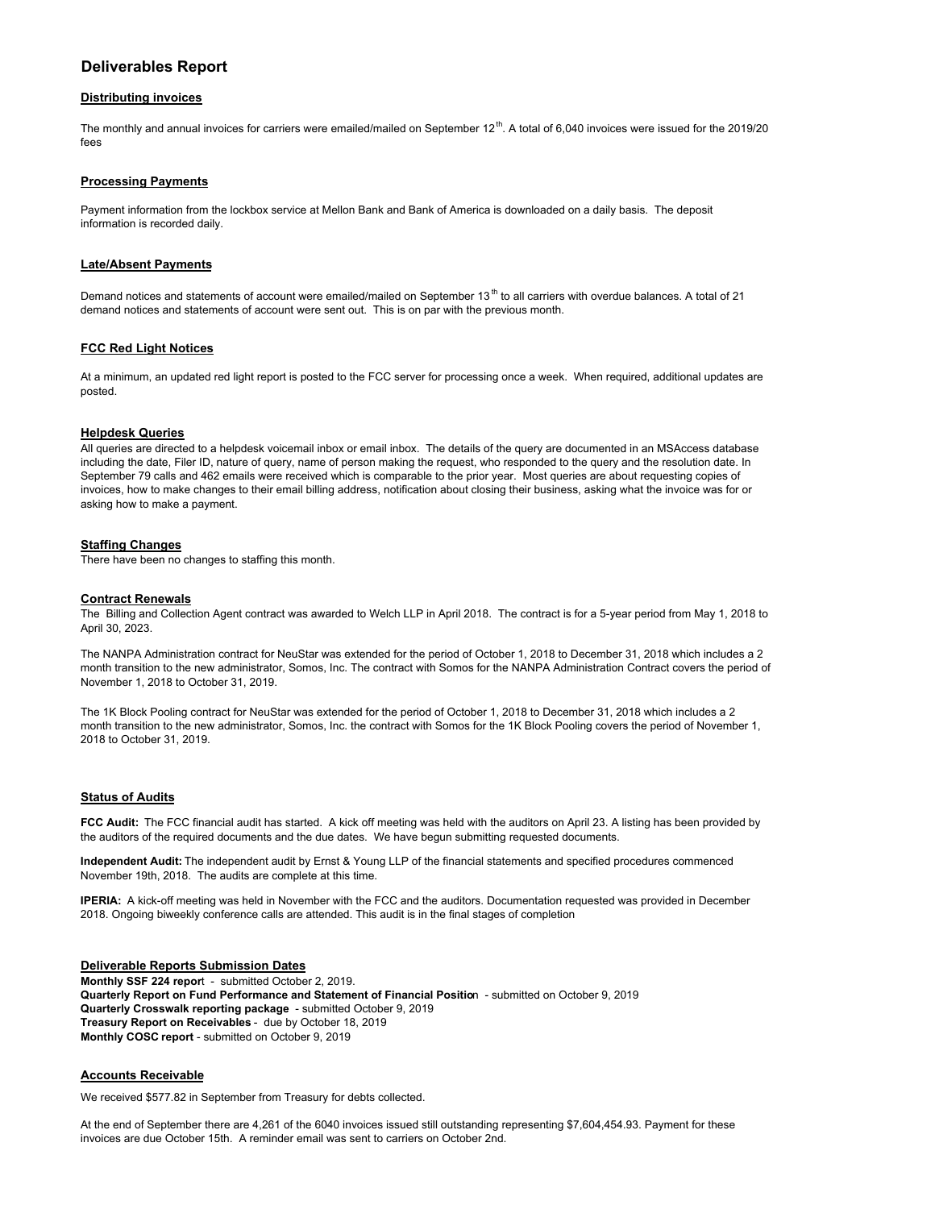# Deliverables Report

## Distributing invoices

The monthly and annual invoices for carriers were emailed/mailed on September 12th. A total of 6,040 invoices were issued for the 2019/20 fees

## Processing Payments

Payment information from the lockbox service at Mellon Bank and Bank of America is downloaded on a daily basis. The deposit information is recorded daily.

## Late/Absent Payments

Demand notices and statements of account were emailed/mailed on September 13th to all carriers with overdue balances. A total of 21 demand notices and statements of account were sent out. This is on par with the previous month.

## FCC Red Light Notices

At a minimum, an updated red light report is posted to the FCC server for processing once a week. When required, additional updates are posted.

## Helpdesk Queries

All queries are directed to a helpdesk voicemail inbox or email inbox. The details of the query are documented in an MSAccess database including the date, Filer ID, nature of query, name of person making the request, who responded to the query and the resolution date. In September 79 calls and 462 emails were received which is comparable to the prior year. Most queries are about requesting copies of invoices, how to make changes to their email billing address, notification about closing their business, asking what the invoice was for or asking how to make a payment.

## Staffing Changes

There have been no changes to staffing this month.

## Contract Renewals

The Billing and Collection Agent contract was awarded to Welch LLP in April 2018. The contract is for a 5-year period from May 1, 2018 to April 30, 2023.

The NANPA Administration contract for NeuStar was extended for the period of October 1, 2018 to December 31, 2018 which includes a 2 month transition to the new administrator, Somos, Inc. The contract with Somos for the NANPA Administration Contract covers the period of November 1, 2018 to October 31, 2019.

The 1K Block Pooling contract for NeuStar was extended for the period of October 1, 2018 to December 31, 2018 which includes a 2 month transition to the new administrator, Somos, Inc. the contract with Somos for the 1K Block Pooling covers the period of November 1, 2018 to October 31, 2019.

## Status of Audits

**FCC Audit:** The FCC financial audit has started. A kick off meeting was held with the auditors on April 23. A listing has been provided by the auditors of the required documents and the due dates. We have begun submitting requested documents.

**Independent Audit:** The independent audit by Ernst & Young LLP of the financial statements and specified procedures commenced November 19th, 2018. The audits are complete at this time.

**IPERIA:** A kick-off meeting was held in November with the FCC and the auditors. Documentation requested was provided in December 2018. Ongoing biweekly conference calls are attended. This audit is in the final stages of completion

## Deliverable Reports Submission Dates

**Monthly SSF 224 report** - submitted October 2, 2019.
**Quarterly Report on Fund Performance and Statement of Financial Position** - submitted on October 9, 2019
**Quarterly Crosswalk reporting package** - submitted October 9, 2019
**Treasury Report on Receivables** - due by October 18, 2019
**Monthly COSC report** - submitted on October 9, 2019

## Accounts Receivable

We received $577.82 in September from Treasury for debts collected.

At the end of September there are 4,261 of the 6040 invoices issued still outstanding representing $7,604,454.93. Payment for these invoices are due October 15th. A reminder email was sent to carriers on October 2nd.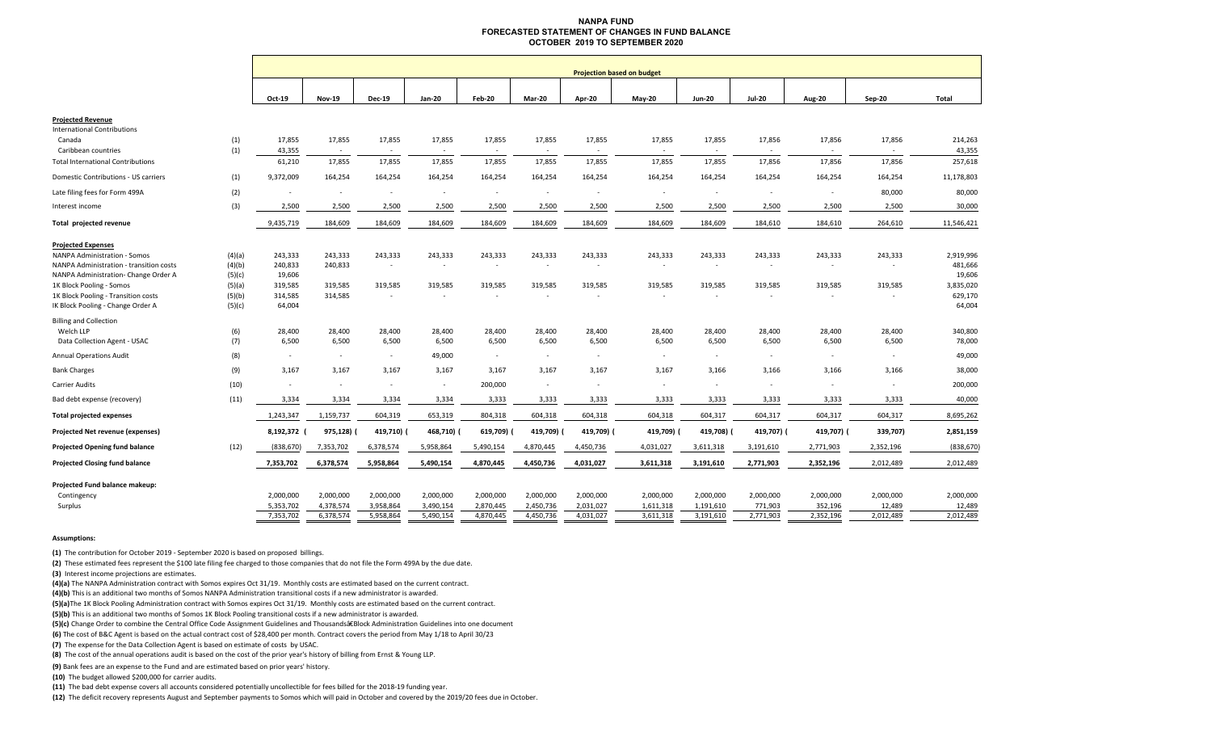# NANPA FUND
## FORECASTED STATEMENT OF CHANGES IN FUND BALANCE
### OCTOBER 2019 TO SEPTEMBER 2020

| | | Projection based on budget | | | | | | | | | | | | |
|---|---|---|---|---|---|---|---|---|---|---|---|---|---|---|
| | | Oct-19 | Nov-19 | Dec-19 | Jan-20 | Feb-20 | Mar-20 | Apr-20 | May-20 | Jun-20 | Jul-20 | Aug-20 | Sep-20 | Total |
| **Projected Revenue** | | | | | | | | | | | | | | |
| International Contributions | | | | | | | | | | | | | | |
| Canada | (1) | 17,855 | 17,855 | 17,855 | 17,855 | 17,855 | 17,855 | 17,855 | 17,855 | 17,855 | 17,856 | 17,856 | 17,856 | 214,263 |
| Caribbean countries | (1) | 43,355 | - | - | - | - | - | - | - | - | - | - | - | 43,355 |
| Total International Contributions | | 61,210 | 17,855 | 17,855 | 17,855 | 17,855 | 17,855 | 17,855 | 17,855 | 17,855 | 17,856 | 17,856 | 17,856 | 257,618 |
| Domestic Contributions - US carriers | (1) | 9,372,009 | 164,254 | 164,254 | 164,254 | 164,254 | 164,254 | 164,254 | 164,254 | 164,254 | 164,254 | 164,254 | 164,254 | 11,178,803 |
| Late filing fees for Form 499A | (2) | - | - | - | - | - | - | - | - | - | - | - | 80,000 | 80,000 |
| Interest income | (3) | 2,500 | 2,500 | 2,500 | 2,500 | 2,500 | 2,500 | 2,500 | 2,500 | 2,500 | 2,500 | 2,500 | 2,500 | 30,000 |
| **Total projected revenue** | | 9,435,719 | 184,609 | 184,609 | 184,609 | 184,609 | 184,609 | 184,609 | 184,609 | 184,609 | 184,610 | 184,610 | 264,610 | 11,546,421 |
| **Projected Expenses** | | | | | | | | | | | | | | |
| NANPA Administration - Somos | (4)(a) | 243,333 | 243,333 | 243,333 | 243,333 | 243,333 | 243,333 | 243,333 | 243,333 | 243,333 | 243,333 | 243,333 | 243,333 | 2,919,996 |
| NANPA Administration - transition costs | (4)(b) | 240,833 | 240,833 | - | - | - | - | - | - | - | - | - | - | 481,666 |
| NANPA Administration- Change Order A | (5)(c) | 19,606 | | | | | | | | | | | | 19,606 |
| 1K Block Pooling - Somos | (5)(a) | 319,585 | 319,585 | 319,585 | 319,585 | 319,585 | 319,585 | 319,585 | 319,585 | 319,585 | 319,585 | 319,585 | 319,585 | 3,835,020 |
| 1K Block Pooling - Transition costs | (5)(b) | 314,585 | 314,585 | - | - | - | - | - | - | - | - | - | - | 629,170 |
| IK Block Pooling - Change Order A | (5)(c) | 64,004 | | | | | | | | | | | | 64,004 |
| Billing and Collection | | | | | | | | | | | | | | |
| Welch LLP | (6) | 28,400 | 28,400 | 28,400 | 28,400 | 28,400 | 28,400 | 28,400 | 28,400 | 28,400 | 28,400 | 28,400 | 28,400 | 340,800 |
| Data Collection Agent - USAC | (7) | 6,500 | 6,500 | 6,500 | 6,500 | 6,500 | 6,500 | 6,500 | 6,500 | 6,500 | 6,500 | 6,500 | 6,500 | 78,000 |
| Annual Operations Audit | (8) | - | - | - | 49,000 | - | - | - | - | - | - | - | - | 49,000 |
| Bank Charges | (9) | 3,167 | 3,167 | 3,167 | 3,167 | 3,167 | 3,167 | 3,167 | 3,167 | 3,166 | 3,166 | 3,166 | 3,166 | 38,000 |
| Carrier Audits | (10) | - | - | - | - | 200,000 | - | - | - | - | - | - | - | 200,000 |
| Bad debt expense (recovery) | (11) | 3,334 | 3,334 | 3,334 | 3,334 | 3,333 | 3,333 | 3,333 | 3,333 | 3,333 | 3,333 | 3,333 | 3,333 | 40,000 |
| **Total projected expenses** | | 1,243,347 | 1,159,737 | 604,319 | 653,319 | 804,318 | 604,318 | 604,318 | 604,318 | 604,317 | 604,317 | 604,317 | 604,317 | 8,695,262 |
| **Projected Net revenue (expenses)** | | 8,192,372 | (975,128) | (419,710) | (468,710) | (619,709) | (419,709) | (419,709) | (419,709) | (419,708) | (419,707) | (419,707) | (339,707) | 2,851,159 |
| **Projected Opening fund balance** | (12) | (838,670) | 7,353,702 | 6,378,574 | 5,958,864 | 5,490,154 | 4,870,445 | 4,450,736 | 4,031,027 | 3,611,318 | 3,191,610 | 2,771,903 | 2,352,196 | (838,670) |
| **Projected Closing fund balance** | | 7,353,702 | 6,378,574 | 5,958,864 | 5,490,154 | 4,870,445 | 4,450,736 | 4,031,027 | 3,611,318 | 3,191,610 | 2,771,903 | 2,352,196 | 2,012,489 | 2,012,489 |
| **Projected Fund balance makeup:** | | | | | | | | | | | | | | |
| Contingency | | 2,000,000 | 2,000,000 | 2,000,000 | 2,000,000 | 2,000,000 | 2,000,000 | 2,000,000 | 2,000,000 | 2,000,000 | 2,000,000 | 2,000,000 | 2,000,000 | 2,000,000 |
| Surplus | | 5,353,702 | 4,378,574 | 3,958,864 | 3,490,154 | 2,870,445 | 2,450,736 | 2,031,027 | 1,611,318 | 1,191,610 | 771,903 | 352,196 | 12,489 | 12,489 |
| | | 7,353,702 | 6,378,574 | 5,958,864 | 5,490,154 | 4,870,445 | 4,450,736 | 4,031,027 | 3,611,318 | 3,191,610 | 2,771,903 | 2,352,196 | 2,012,489 | 2,012,489 |

**Assumptions:**

**(1)** The contribution for October 2019 - September 2020 is based on proposed billings.

**(2)** These estimated fees represent the $100 late filing fee charged to those companies that do not file the Form 499A by the due date.

**(3)** Interest income projections are estimates.

**(4)(a)** The NANPA Administration contract with Somos expires Oct 31/19. Monthly costs are estimated based on the current contract.

**(4)(b)** This is an additional two months of Somos NANPA Administration transitional costs if a new administrator is awarded.

**(5)(a)**The 1K Block Pooling Administration contract with Somos expires Oct 31/19. Monthly costs are estimated based on the current contract.

**(5)(b)** This is an additional two months of Somos 1K Block Pooling transitional costs if a new administrator is awarded.

**(5)(c)** Change Order to combine the Central Office Code Assignment Guidelines and Thousandsâ€Block Administration Guidelines into one document

**(6)** The cost of B&C Agent is based on the actual contract cost of $28,400 per month. Contract covers the period from May 1/18 to April 30/23

**(7)** The expense for the Data Collection Agent is based on estimate of costs by USAC.

**(8)** The cost of the annual operations audit is based on the cost of the prior year's history of billing from Ernst & Young LLP.

**(9)** Bank fees are an expense to the Fund and are estimated based on prior years' history.

**(10)** The budget allowed $200,000 for carrier audits.

**(11)** The bad debt expense covers all accounts considered potentially uncollectible for fees billed for the 2018-19 funding year.

**(12)** The deficit recovery represents August and September payments to Somos which will paid in October and covered by the 2019/20 fees due in October.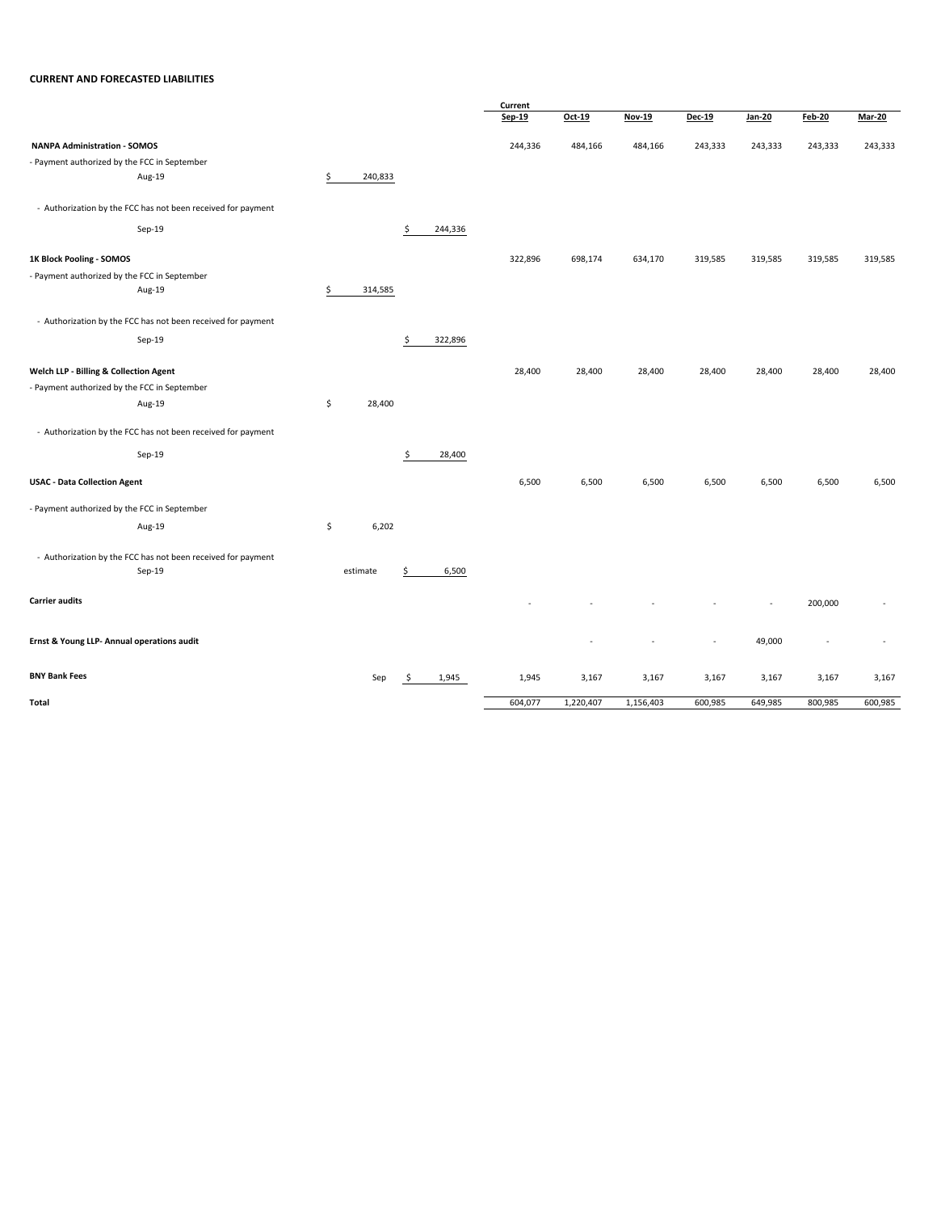**CURRENT AND FORECASTED LIABILITIES**

| | | | Current Sep-19 | Oct-19 | Nov-19 | Dec-19 | Jan-20 | Feb-20 | Mar-20 |
|---|---|---|---|---|---|---|---|---|---|
| **NANPA Administration - SOMOS** | | | 244,336 | 484,166 | 484,166 | 243,333 | 243,333 | 243,333 | 243,333 |
| - Payment authorized by the FCC in September | | | | | | | | | |
| Aug-19 | $ 240,833 | | | | | | | | |
| - Authorization by the FCC has not been received for payment | | | | | | | | | |
| Sep-19 | | $ 244,336 | | | | | | | |
| **1K Block Pooling - SOMOS** | | | 322,896 | 698,174 | 634,170 | 319,585 | 319,585 | 319,585 | 319,585 |
| - Payment authorized by the FCC in September | | | | | | | | | |
| Aug-19 | $ 314,585 | | | | | | | | |
| - Authorization by the FCC has not been received for payment | | | | | | | | | |
| Sep-19 | | $ 322,896 | | | | | | | |
| **Welch LLP - Billing & Collection Agent** | | | 28,400 | 28,400 | 28,400 | 28,400 | 28,400 | 28,400 | 28,400 |
| - Payment authorized by the FCC in September | | | | | | | | | |
| Aug-19 | $ 28,400 | | | | | | | | |
| - Authorization by the FCC has not been received for payment | | | | | | | | | |
| Sep-19 | | $ 28,400 | | | | | | | |
| **USAC - Data Collection Agent** | | | 6,500 | 6,500 | 6,500 | 6,500 | 6,500 | 6,500 | 6,500 |
| - Payment authorized by the FCC in September | | | | | | | | | |
| Aug-19 | $ 6,202 | | | | | | | | |
| - Authorization by the FCC has not been received for payment | | | | | | | | | |
| Sep-19 | estimate | $ 6,500 | | | | | | | |
| **Carrier audits** | | | - | - | - | - | - | 200,000 | - |
| **Ernst & Young LLP- Annual operations audit** | | | | - | - | - | 49,000 | - | - |
| **BNY Bank Fees** | Sep | $ 1,945 | 1,945 | 3,167 | 3,167 | 3,167 | 3,167 | 3,167 | 3,167 |
| **Total** | | | 604,077 | 1,220,407 | 1,156,403 | 600,985 | 649,985 | 800,985 | 600,985 |